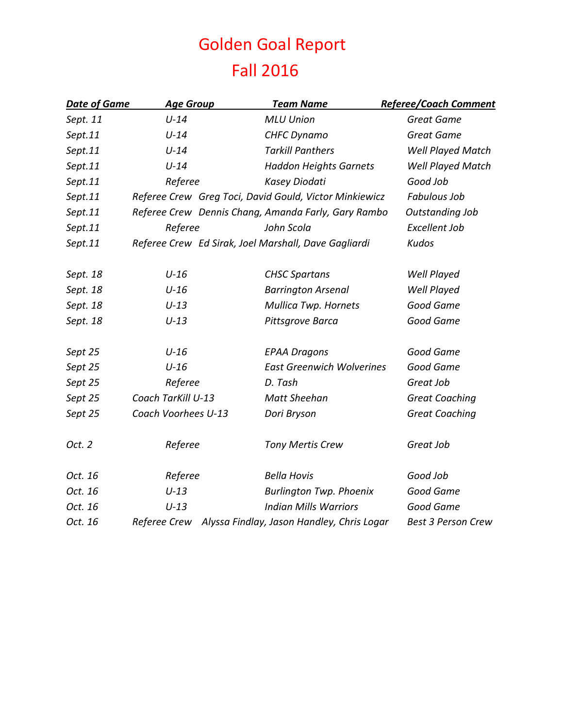# Golden Goal Report

## Fall 2016

| *Date of Game* | *Age Group* | *Team Name* | *Referee/Coach Comment* |
|---|---|---|---|
| *Sept. 11* | *U-14* | *MLU Union* | *Great Game* |
| *Sept.11* | *U-14* | *CHFC Dynamo* | *Great Game* |
| *Sept.11* | *U-14* | *Tarkill Panthers* | *Well Played Match* |
| *Sept.11* | *U-14* | *Haddon Heights Garnets* | *Well Played Match* |
| *Sept.11* | *Referee* | *Kasey Diodati* | *Good Job* |
| *Sept.11* | *Referee Crew* | *Greg Toci, David Gould, Victor Minkiewicz* | *Fabulous Job* |
| *Sept.11* | *Referee Crew* | *Dennis Chang, Amanda Farly, Gary Rambo* | *Outstanding Job* |
| *Sept.11* | *Referee* | *John Scola* | *Excellent Job* |
| *Sept.11* | *Referee Crew* | *Ed Sirak, Joel Marshall, Dave Gagliardi* | *Kudos* |
| | | | |
| *Sept. 18* | *U-16* | *CHSC Spartans* | *Well Played* |
| *Sept. 18* | *U-16* | *Barrington Arsenal* | *Well Played* |
| *Sept. 18* | *U-13* | *Mullica Twp. Hornets* | *Good Game* |
| *Sept. 18* | *U-13* | *Pittsgrove Barca* | *Good Game* |
| | | | |
| *Sept 25* | *U-16* | *EPAA Dragons* | *Good Game* |
| *Sept 25* | *U-16* | *East Greenwich Wolverines* | *Good Game* |
| *Sept 25* | *Referee* | *D. Tash* | *Great Job* |
| *Sept 25* | *Coach TarKill U-13* | *Matt Sheehan* | *Great Coaching* |
| *Sept 25* | *Coach Voorhees U-13* | *Dori Bryson* | *Great Coaching* |
| | | | |
| *Oct. 2* | *Referee* | *Tony Mertis Crew* | *Great Job* |
| | | | |
| *Oct. 16* | *Referee* | *Bella Hovis* | *Good Job* |
| *Oct. 16* | *U-13* | *Burlington Twp. Phoenix* | *Good Game* |
| *Oct. 16* | *U-13* | *Indian Mills Warriors* | *Good Game* |
| *Oct. 16* | *Referee Crew* | *Alyssa Findlay, Jason Handley, Chris Logar* | *Best 3 Person Crew* |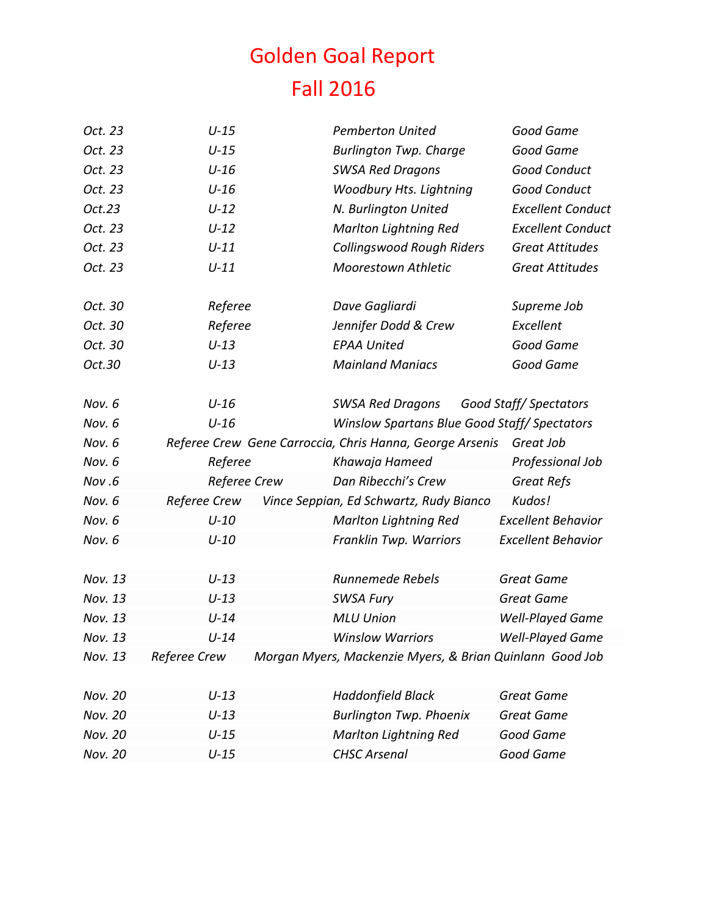# Golden Goal Report
# Fall 2016

| | | | |
|---|---|---|---|
| *Oct. 23* | *U-15* | *Pemberton United* | *Good Game* |
| *Oct. 23* | *U-15* | *Burlington Twp. Charge* | *Good Game* |
| *Oct. 23* | *U-16* | *SWSA Red Dragons* | *Good Conduct* |
| *Oct. 23* | *U-16* | *Woodbury Hts. Lightning* | *Good Conduct* |
| *Oct.23* | *U-12* | *N. Burlington United* | *Excellent Conduct* |
| *Oct. 23* | *U-12* | *Marlton Lightning Red* | *Excellent Conduct* |
| *Oct. 23* | *U-11* | *Collingswood Rough Riders* | *Great Attitudes* |
| *Oct. 23* | *U-11* | *Moorestown Athletic* | *Great Attitudes* |
| | | | |
| *Oct. 30* | *Referee* | *Dave Gagliardi* | *Supreme Job* |
| *Oct. 30* | *Referee* | *Jennifer Dodd & Crew* | *Excellent* |
| *Oct. 30* | *U-13* | *EPAA United* | *Good Game* |
| *Oct.30* | *U-13* | *Mainland Maniacs* | *Good Game* |
| | | | |
| *Nov. 6* | *U-16* | *SWSA Red Dragons* | *Good Staff/ Spectators* |
| *Nov. 6* | *U-16* | *Winslow Spartans Blue* | *Good Staff/ Spectators* |
| *Nov. 6* | *Referee Crew* | *Gene Carroccia, Chris Hanna, George Arsenis* | *Great Job* |
| *Nov. 6* | *Referee* | *Khawaja Hameed* | *Professional Job* |
| *Nov .6* | *Referee Crew* | *Dan Ribecchi's Crew* | *Great Refs* |
| *Nov. 6* | *Referee Crew* | *Vince Seppian, Ed Schwartz, Rudy Bianco* | *Kudos!* |
| *Nov. 6* | *U-10* | *Marlton Lightning Red* | *Excellent Behavior* |
| *Nov. 6* | *U-10* | *Franklin Twp. Warriors* | *Excellent Behavior* |
| | | | |
| *Nov. 13* | *U-13* | *Runnemede Rebels* | *Great Game* |
| *Nov. 13* | *U-13* | *SWSA Fury* | *Great Game* |
| *Nov. 13* | *U-14* | *MLU Union* | *Well-Played Game* |
| *Nov. 13* | *U-14* | *Winslow Warriors* | *Well-Played Game* |
| *Nov. 13* | *Referee Crew* | *Morgan Myers, Mackenzie Myers, & Brian Quinlann* | *Good Job* |
| | | | |
| *Nov. 20* | *U-13* | *Haddonfield Black* | *Great Game* |
| *Nov. 20* | *U-13* | *Burlington Twp. Phoenix* | *Great Game* |
| *Nov. 20* | *U-15* | *Marlton Lightning Red* | *Good Game* |
| *Nov. 20* | *U-15* | *CHSC Arsenal* | *Good Game* |